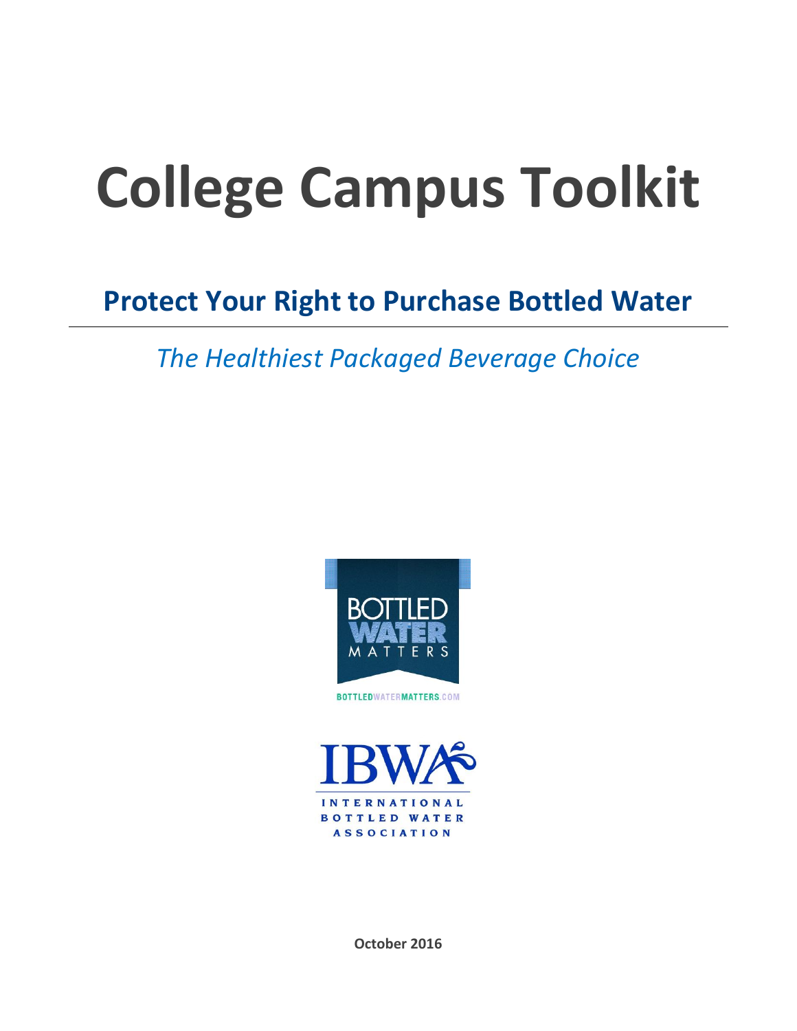# College Campus Toolkit

## Protect Your Right to Purchase Bottled Water

*The Healthiest Packaged Beverage Choice*

BOTTLED WATER MATTERS

BOTTLEDWATERMATTERS.COM

IBWA

INTERNATIONAL BOTTLED WATER ASSOCIATION

**October 2016**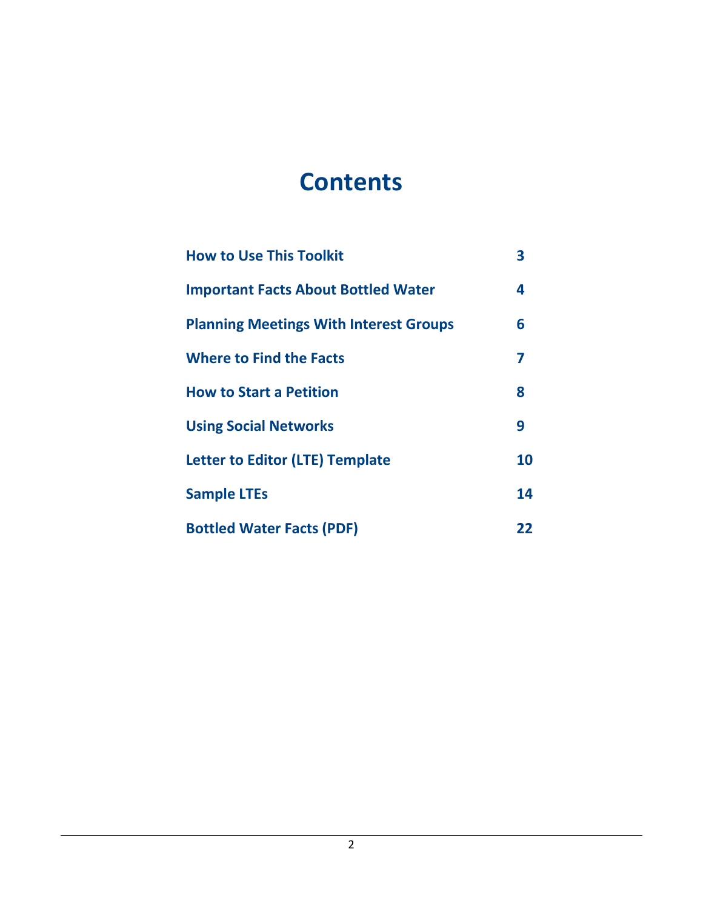# Contents

| | |
|---|---|
| **How to Use This Toolkit** | **3** |
| **Important Facts About Bottled Water** | **4** |
| **Planning Meetings With Interest Groups** | **6** |
| **Where to Find the Facts** | **7** |
| **How to Start a Petition** | **8** |
| **Using Social Networks** | **9** |
| **Letter to Editor (LTE) Template** | **10** |
| **Sample LTEs** | **14** |
| **Bottled Water Facts (PDF)** | **22** |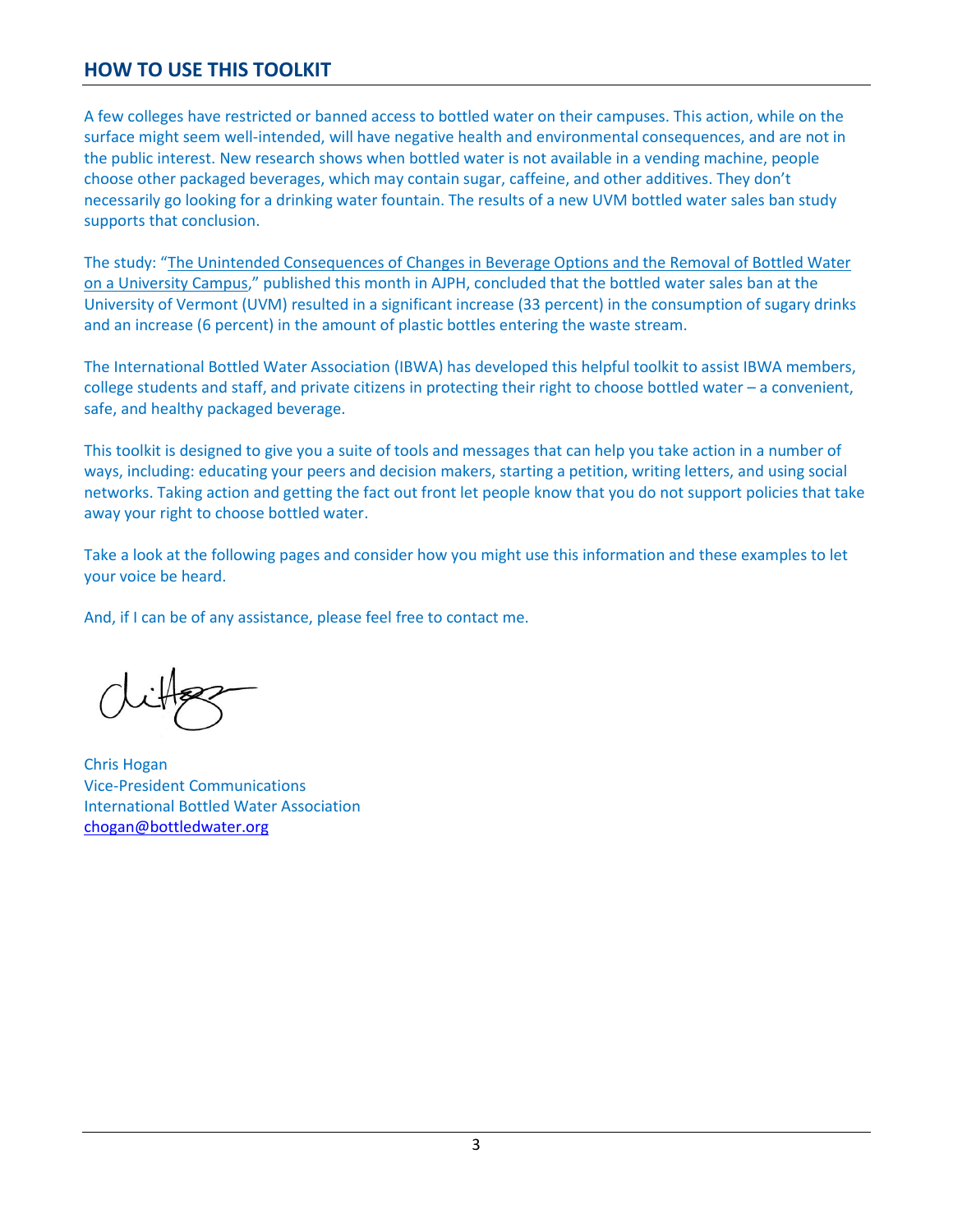## HOW TO USE THIS TOOLKIT

A few colleges have restricted or banned access to bottled water on their campuses. This action, while on the surface might seem well-intended, will have negative health and environmental consequences, and are not in the public interest. New research shows when bottled water is not available in a vending machine, people choose other packaged beverages, which may contain sugar, caffeine, and other additives. They don't necessarily go looking for a drinking water fountain. The results of a new UVM bottled water sales ban study supports that conclusion.

The study: "The Unintended Consequences of Changes in Beverage Options and the Removal of Bottled Water on a University Campus," published this month in AJPH, concluded that the bottled water sales ban at the University of Vermont (UVM) resulted in a significant increase (33 percent) in the consumption of sugary drinks and an increase (6 percent) in the amount of plastic bottles entering the waste stream.

The International Bottled Water Association (IBWA) has developed this helpful toolkit to assist IBWA members, college students and staff, and private citizens in protecting their right to choose bottled water – a convenient, safe, and healthy packaged beverage.

This toolkit is designed to give you a suite of tools and messages that can help you take action in a number of ways, including: educating your peers and decision makers, starting a petition, writing letters, and using social networks. Taking action and getting the fact out front let people know that you do not support policies that take away your right to choose bottled water.

Take a look at the following pages and consider how you might use this information and these examples to let your voice be heard.

And, if I can be of any assistance, please feel free to contact me.

Chris Hogan
Vice-President Communications
International Bottled Water Association
chogan@bottledwater.org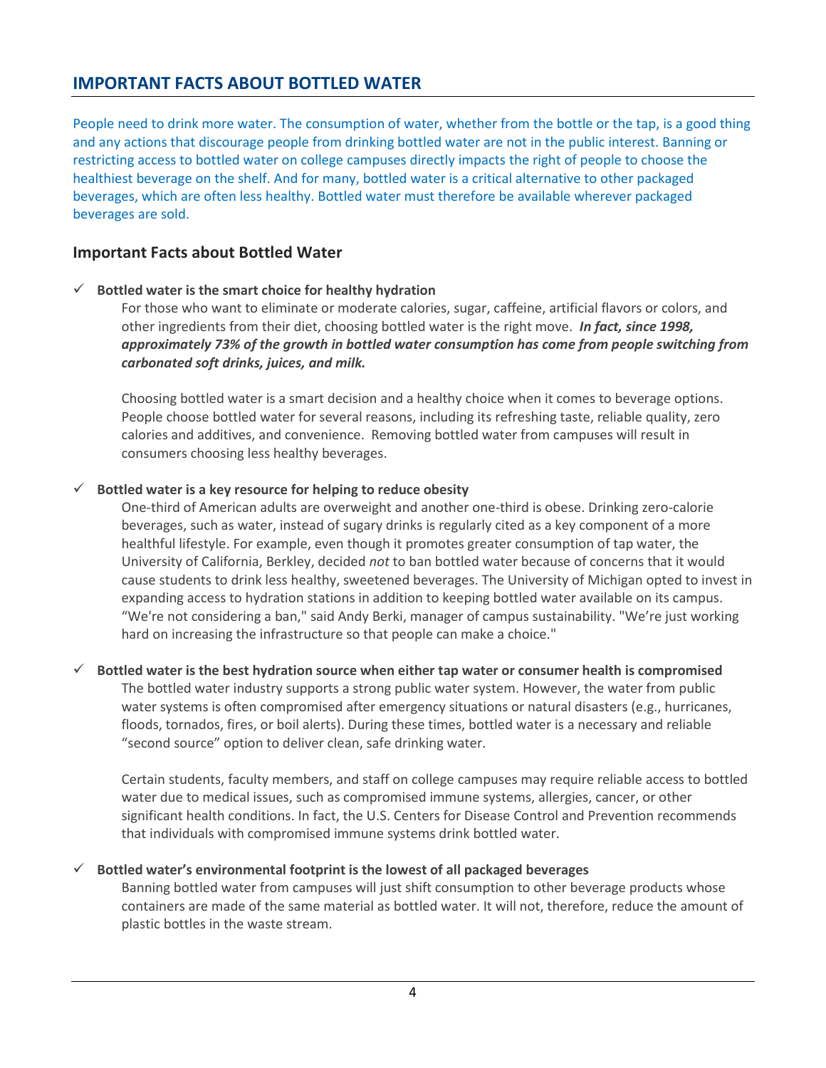## IMPORTANT FACTS ABOUT BOTTLED WATER

People need to drink more water. The consumption of water, whether from the bottle or the tap, is a good thing and any actions that discourage people from drinking bottled water are not in the public interest. Banning or restricting access to bottled water on college campuses directly impacts the right of people to choose the healthiest beverage on the shelf. And for many, bottled water is a critical alternative to other packaged beverages, which are often less healthy. Bottled water must therefore be available wherever packaged beverages are sold.

### Important Facts about Bottled Water

✓ **Bottled water is the smart choice for healthy hydration**

For those who want to eliminate or moderate calories, sugar, caffeine, artificial flavors or colors, and other ingredients from their diet, choosing bottled water is the right move. ***In fact, since 1998, approximately 73% of the growth in bottled water consumption has come from people switching from carbonated soft drinks, juices, and milk.***

Choosing bottled water is a smart decision and a healthy choice when it comes to beverage options. People choose bottled water for several reasons, including its refreshing taste, reliable quality, zero calories and additives, and convenience. Removing bottled water from campuses will result in consumers choosing less healthy beverages.

✓ **Bottled water is a key resource for helping to reduce obesity**

One-third of American adults are overweight and another one-third is obese. Drinking zero-calorie beverages, such as water, instead of sugary drinks is regularly cited as a key component of a more healthful lifestyle. For example, even though it promotes greater consumption of tap water, the University of California, Berkley, decided *not* to ban bottled water because of concerns that it would cause students to drink less healthy, sweetened beverages. The University of Michigan opted to invest in expanding access to hydration stations in addition to keeping bottled water available on its campus. "We're not considering a ban," said Andy Berki, manager of campus sustainability. "We're just working hard on increasing the infrastructure so that people can make a choice."

✓ **Bottled water is the best hydration source when either tap water or consumer health is compromised**

The bottled water industry supports a strong public water system. However, the water from public water systems is often compromised after emergency situations or natural disasters (e.g., hurricanes, floods, tornados, fires, or boil alerts). During these times, bottled water is a necessary and reliable "second source" option to deliver clean, safe drinking water.

Certain students, faculty members, and staff on college campuses may require reliable access to bottled water due to medical issues, such as compromised immune systems, allergies, cancer, or other significant health conditions. In fact, the U.S. Centers for Disease Control and Prevention recommends that individuals with compromised immune systems drink bottled water.

✓ **Bottled water's environmental footprint is the lowest of all packaged beverages**

Banning bottled water from campuses will just shift consumption to other beverage products whose containers are made of the same material as bottled water. It will not, therefore, reduce the amount of plastic bottles in the waste stream.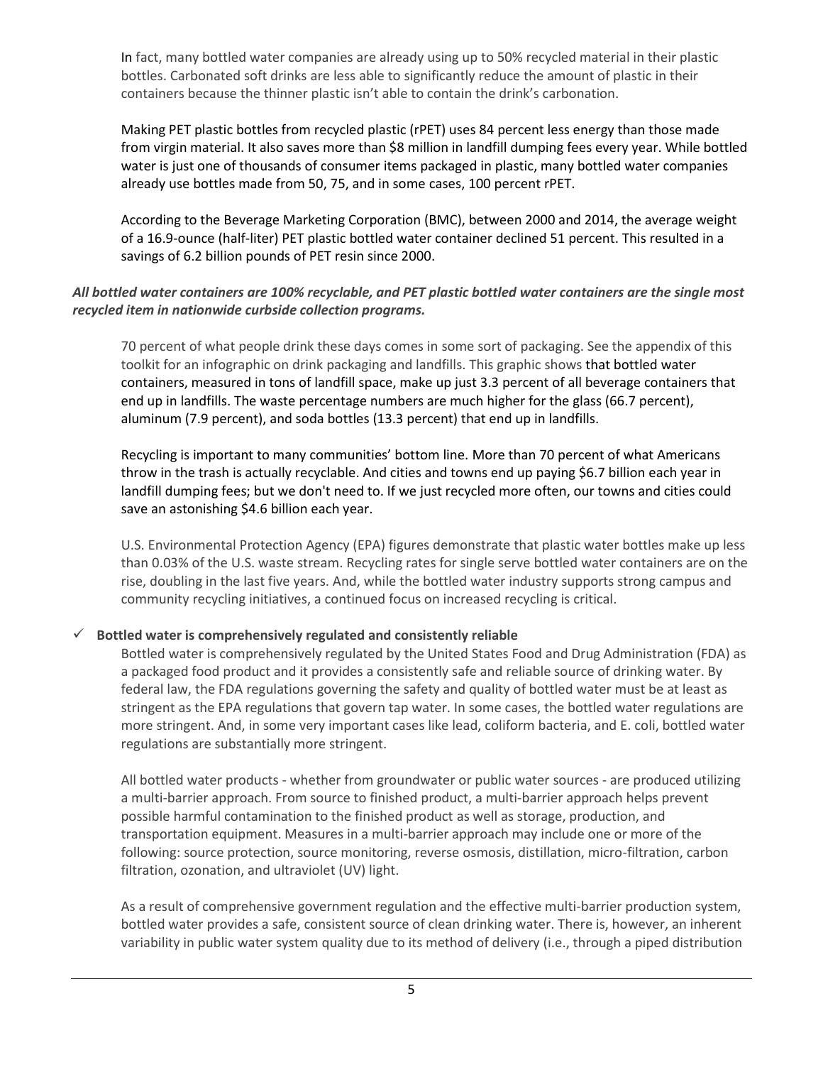In fact, many bottled water companies are already using up to 50% recycled material in their plastic bottles. Carbonated soft drinks are less able to significantly reduce the amount of plastic in their containers because the thinner plastic isn't able to contain the drink's carbonation.

Making PET plastic bottles from recycled plastic (rPET) uses 84 percent less energy than those made from virgin material. It also saves more than $8 million in landfill dumping fees every year. While bottled water is just one of thousands of consumer items packaged in plastic, many bottled water companies already use bottles made from 50, 75, and in some cases, 100 percent rPET.

According to the Beverage Marketing Corporation (BMC), between 2000 and 2014, the average weight of a 16.9-ounce (half-liter) PET plastic bottled water container declined 51 percent. This resulted in a savings of 6.2 billion pounds of PET resin since 2000.

***All bottled water containers are 100% recyclable, and PET plastic bottled water containers are the single most recycled item in nationwide curbside collection programs.***

70 percent of what people drink these days comes in some sort of packaging. See the appendix of this toolkit for an infographic on drink packaging and landfills. This graphic shows that bottled water containers, measured in tons of landfill space, make up just 3.3 percent of all beverage containers that end up in landfills. The waste percentage numbers are much higher for the glass (66.7 percent), aluminum (7.9 percent), and soda bottles (13.3 percent) that end up in landfills.

Recycling is important to many communities' bottom line. More than 70 percent of what Americans throw in the trash is actually recyclable. And cities and towns end up paying $6.7 billion each year in landfill dumping fees; but we don't need to. If we just recycled more often, our towns and cities could save an astonishing $4.6 billion each year.

U.S. Environmental Protection Agency (EPA) figures demonstrate that plastic water bottles make up less than 0.03% of the U.S. waste stream. Recycling rates for single serve bottled water containers are on the rise, doubling in the last five years. And, while the bottled water industry supports strong campus and community recycling initiatives, a continued focus on increased recycling is critical.

- ✓ **Bottled water is comprehensively regulated and consistently reliable**

Bottled water is comprehensively regulated by the United States Food and Drug Administration (FDA) as a packaged food product and it provides a consistently safe and reliable source of drinking water. By federal law, the FDA regulations governing the safety and quality of bottled water must be at least as stringent as the EPA regulations that govern tap water. In some cases, the bottled water regulations are more stringent. And, in some very important cases like lead, coliform bacteria, and E. coli, bottled water regulations are substantially more stringent.

All bottled water products - whether from groundwater or public water sources - are produced utilizing a multi-barrier approach. From source to finished product, a multi-barrier approach helps prevent possible harmful contamination to the finished product as well as storage, production, and transportation equipment. Measures in a multi-barrier approach may include one or more of the following: source protection, source monitoring, reverse osmosis, distillation, micro-filtration, carbon filtration, ozonation, and ultraviolet (UV) light.

As a result of comprehensive government regulation and the effective multi-barrier production system, bottled water provides a safe, consistent source of clean drinking water. There is, however, an inherent variability in public water system quality due to its method of delivery (i.e., through a piped distribution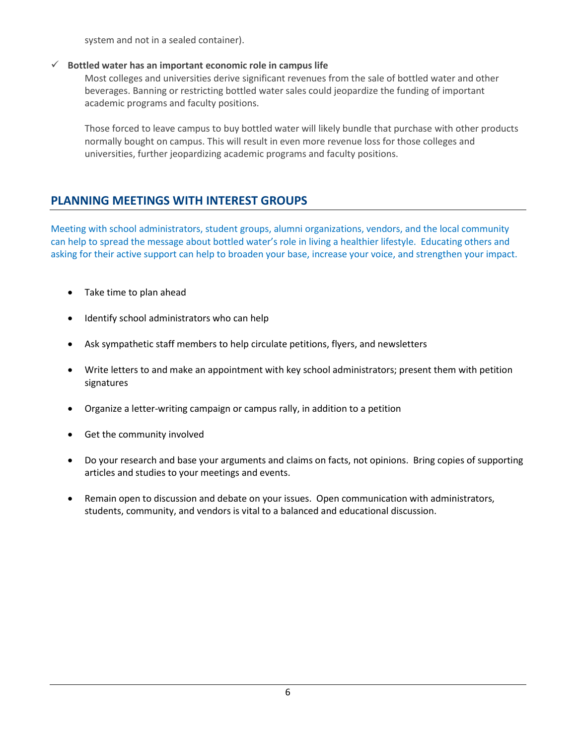system and not in a sealed container).

- ✓ **Bottled water has an important economic role in campus life**

  Most colleges and universities derive significant revenues from the sale of bottled water and other beverages. Banning or restricting bottled water sales could jeopardize the funding of important academic programs and faculty positions.

  Those forced to leave campus to buy bottled water will likely bundle that purchase with other products normally bought on campus. This will result in even more revenue loss for those colleges and universities, further jeopardizing academic programs and faculty positions.

## PLANNING MEETINGS WITH INTEREST GROUPS

Meeting with school administrators, student groups, alumni organizations, vendors, and the local community can help to spread the message about bottled water's role in living a healthier lifestyle. Educating others and asking for their active support can help to broaden your base, increase your voice, and strengthen your impact.

- Take time to plan ahead
- Identify school administrators who can help
- Ask sympathetic staff members to help circulate petitions, flyers, and newsletters
- Write letters to and make an appointment with key school administrators; present them with petition signatures
- Organize a letter-writing campaign or campus rally, in addition to a petition
- Get the community involved
- Do your research and base your arguments and claims on facts, not opinions. Bring copies of supporting articles and studies to your meetings and events.
- Remain open to discussion and debate on your issues. Open communication with administrators, students, community, and vendors is vital to a balanced and educational discussion.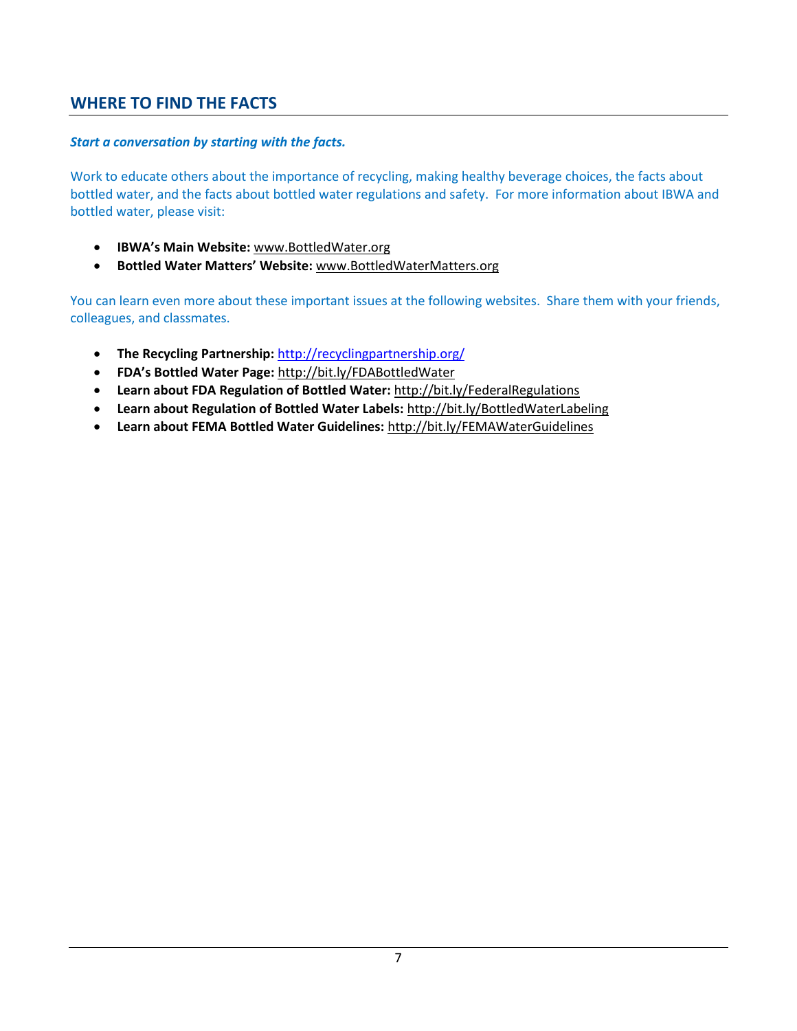## WHERE TO FIND THE FACTS

***Start a conversation by starting with the facts.***

Work to educate others about the importance of recycling, making healthy beverage choices, the facts about bottled water, and the facts about bottled water regulations and safety. For more information about IBWA and bottled water, please visit:

- **IBWA's Main Website:** www.BottledWater.org
- **Bottled Water Matters' Website:** www.BottledWaterMatters.org

You can learn even more about these important issues at the following websites. Share them with your friends, colleagues, and classmates.

- **The Recycling Partnership:** http://recyclingpartnership.org/
- **FDA's Bottled Water Page:** http://bit.ly/FDABottledWater
- **Learn about FDA Regulation of Bottled Water:** http://bit.ly/FederalRegulations
- **Learn about Regulation of Bottled Water Labels:** http://bit.ly/BottledWaterLabeling
- **Learn about FEMA Bottled Water Guidelines:** http://bit.ly/FEMAWaterGuidelines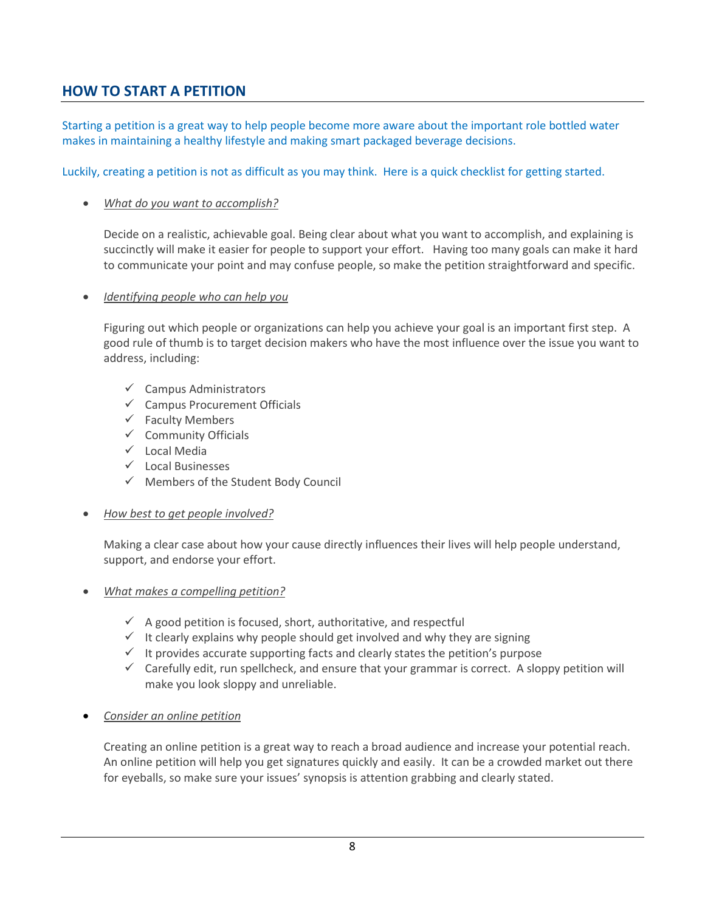## HOW TO START A PETITION

Starting a petition is a great way to help people become more aware about the important role bottled water makes in maintaining a healthy lifestyle and making smart packaged beverage decisions.

Luckily, creating a petition is not as difficult as you may think. Here is a quick checklist for getting started.

- *What do you want to accomplish?*

  Decide on a realistic, achievable goal. Being clear about what you want to accomplish, and explaining is succinctly will make it easier for people to support your effort. Having too many goals can make it hard to communicate your point and may confuse people, so make the petition straightforward and specific.

- *Identifying people who can help you*

  Figuring out which people or organizations can help you achieve your goal is an important first step. A good rule of thumb is to target decision makers who have the most influence over the issue you want to address, including:

  - ✓ Campus Administrators
  - ✓ Campus Procurement Officials
  - ✓ Faculty Members
  - ✓ Community Officials
  - ✓ Local Media
  - ✓ Local Businesses
  - ✓ Members of the Student Body Council

- *How best to get people involved?*

  Making a clear case about how your cause directly influences their lives will help people understand, support, and endorse your effort.

- *What makes a compelling petition?*

  - ✓ A good petition is focused, short, authoritative, and respectful
  - ✓ It clearly explains why people should get involved and why they are signing
  - ✓ It provides accurate supporting facts and clearly states the petition's purpose
  - ✓ Carefully edit, run spellcheck, and ensure that your grammar is correct. A sloppy petition will make you look sloppy and unreliable.

- *Consider an online petition*

  Creating an online petition is a great way to reach a broad audience and increase your potential reach. An online petition will help you get signatures quickly and easily. It can be a crowded market out there for eyeballs, so make sure your issues' synopsis is attention grabbing and clearly stated.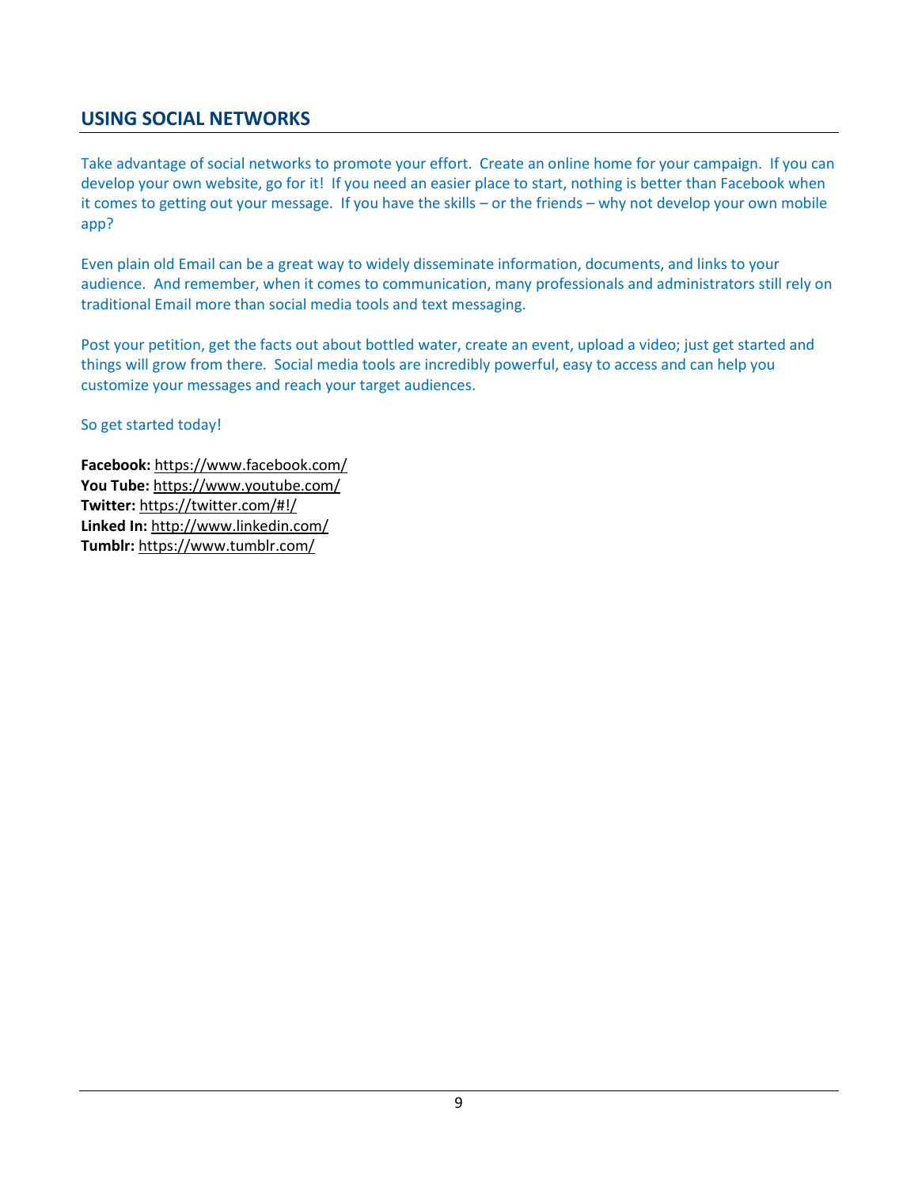## USING SOCIAL NETWORKS

Take advantage of social networks to promote your effort. Create an online home for your campaign. If you can develop your own website, go for it! If you need an easier place to start, nothing is better than Facebook when it comes to getting out your message. If you have the skills – or the friends – why not develop your own mobile app?

Even plain old Email can be a great way to widely disseminate information, documents, and links to your audience. And remember, when it comes to communication, many professionals and administrators still rely on traditional Email more than social media tools and text messaging.

Post your petition, get the facts out about bottled water, create an event, upload a video; just get started and things will grow from there. Social media tools are incredibly powerful, easy to access and can help you customize your messages and reach your target audiences.

So get started today!

**Facebook:** https://www.facebook.com/
**You Tube:** https://www.youtube.com/
**Twitter:** https://twitter.com/#!/
**Linked In:** http://www.linkedin.com/
**Tumblr:** https://www.tumblr.com/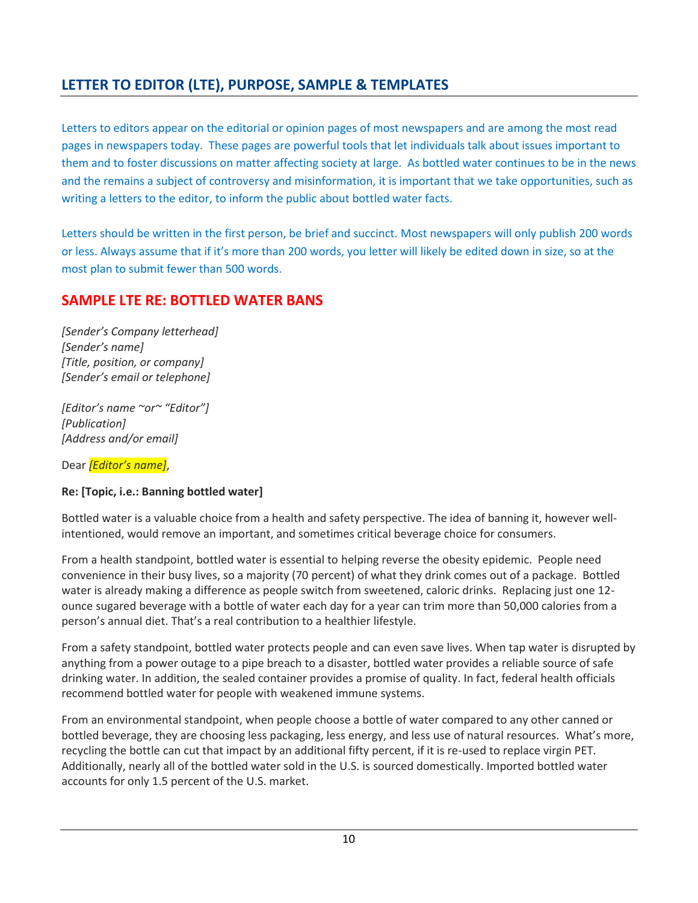## LETTER TO EDITOR (LTE), PURPOSE, SAMPLE & TEMPLATES

Letters to editors appear on the editorial or opinion pages of most newspapers and are among the most read pages in newspapers today. These pages are powerful tools that let individuals talk about issues important to them and to foster discussions on matter affecting society at large. As bottled water continues to be in the news and the remains a subject of controversy and misinformation, it is important that we take opportunities, such as writing a letters to the editor, to inform the public about bottled water facts.

Letters should be written in the first person, be brief and succinct. Most newspapers will only publish 200 words or less. Always assume that if it's more than 200 words, you letter will likely be edited down in size, so at the most plan to submit fewer than 500 words.

## SAMPLE LTE RE: BOTTLED WATER BANS

*[Sender's Company letterhead]*
*[Sender's name]*
*[Title, position, or company]*
*[Sender's email or telephone]*

*[Editor's name ~or~ "Editor"]*
*[Publication]*
*[Address and/or email]*

Dear *[Editor's name]*,

**Re: [Topic, i.e.: Banning bottled water]**

Bottled water is a valuable choice from a health and safety perspective. The idea of banning it, however well-intentioned, would remove an important, and sometimes critical beverage choice for consumers.

From a health standpoint, bottled water is essential to helping reverse the obesity epidemic. People need convenience in their busy lives, so a majority (70 percent) of what they drink comes out of a package. Bottled water is already making a difference as people switch from sweetened, caloric drinks. Replacing just one 12-ounce sugared beverage with a bottle of water each day for a year can trim more than 50,000 calories from a person's annual diet. That's a real contribution to a healthier lifestyle.

From a safety standpoint, bottled water protects people and can even save lives. When tap water is disrupted by anything from a power outage to a pipe breach to a disaster, bottled water provides a reliable source of safe drinking water. In addition, the sealed container provides a promise of quality. In fact, federal health officials recommend bottled water for people with weakened immune systems.

From an environmental standpoint, when people choose a bottle of water compared to any other canned or bottled beverage, they are choosing less packaging, less energy, and less use of natural resources. What's more, recycling the bottle can cut that impact by an additional fifty percent, if it is re-used to replace virgin PET. Additionally, nearly all of the bottled water sold in the U.S. is sourced domestically. Imported bottled water accounts for only 1.5 percent of the U.S. market.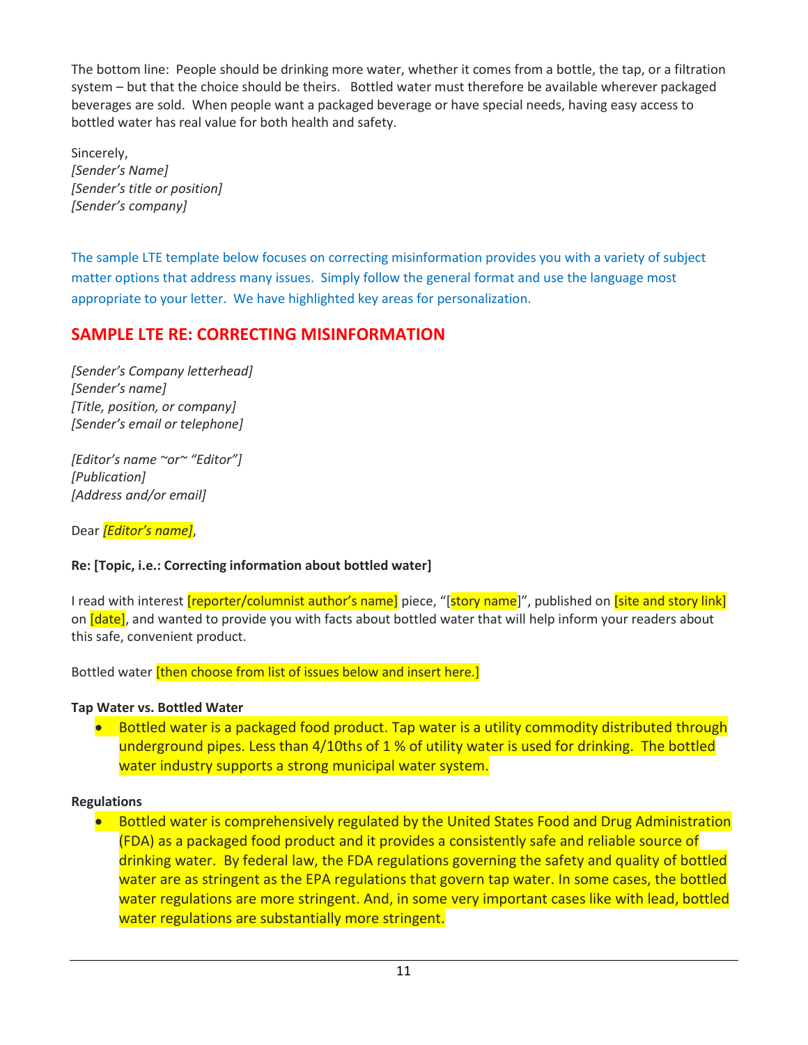The bottom line: People should be drinking more water, whether it comes from a bottle, the tap, or a filtration system – but that the choice should be theirs. Bottled water must therefore be available wherever packaged beverages are sold. When people want a packaged beverage or have special needs, having easy access to bottled water has real value for both health and safety.

Sincerely,
*[Sender's Name]*
*[Sender's title or position]*
*[Sender's company]*

The sample LTE template below focuses on correcting misinformation provides you with a variety of subject matter options that address many issues. Simply follow the general format and use the language most appropriate to your letter. We have highlighted key areas for personalization.

## SAMPLE LTE RE: CORRECTING MISINFORMATION

*[Sender's Company letterhead]*
*[Sender's name]*
*[Title, position, or company]*
*[Sender's email or telephone]*

*[Editor's name ~or~ "Editor"]*
*[Publication]*
*[Address and/or email]*

Dear *[Editor's name]*,

**Re: [Topic, i.e.: Correcting information about bottled water]**

I read with interest [reporter/columnist author's name] piece, "[story name]", published on [site and story link] on [date], and wanted to provide you with facts about bottled water that will help inform your readers about this safe, convenient product.

Bottled water [then choose from list of issues below and insert here.]

**Tap Water vs. Bottled Water**

- Bottled water is a packaged food product. Tap water is a utility commodity distributed through underground pipes. Less than 4/10ths of 1 % of utility water is used for drinking. The bottled water industry supports a strong municipal water system.

**Regulations**

- Bottled water is comprehensively regulated by the United States Food and Drug Administration (FDA) as a packaged food product and it provides a consistently safe and reliable source of drinking water. By federal law, the FDA regulations governing the safety and quality of bottled water are as stringent as the EPA regulations that govern tap water. In some cases, the bottled water regulations are more stringent. And, in some very important cases like with lead, bottled water regulations are substantially more stringent.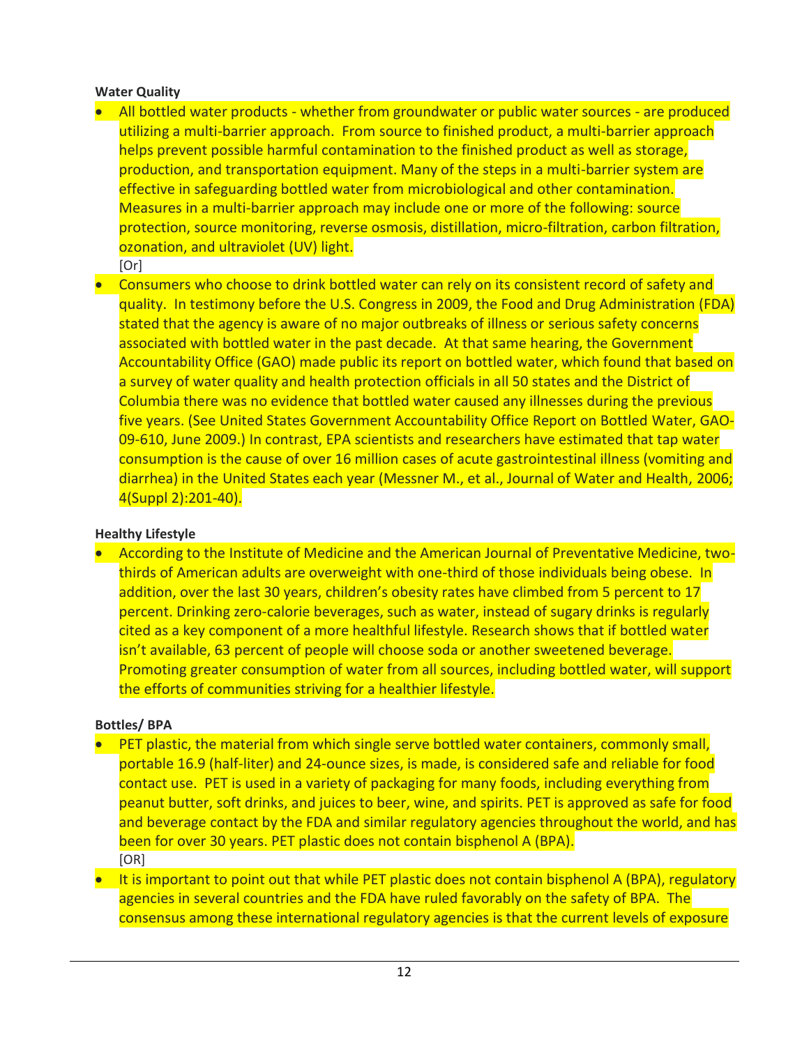**Water Quality**

- All bottled water products - whether from groundwater or public water sources - are produced utilizing a multi-barrier approach. From source to finished product, a multi-barrier approach helps prevent possible harmful contamination to the finished product as well as storage, production, and transportation equipment. Many of the steps in a multi-barrier system are effective in safeguarding bottled water from microbiological and other contamination. Measures in a multi-barrier approach may include one or more of the following: source protection, source monitoring, reverse osmosis, distillation, micro-filtration, carbon filtration, ozonation, and ultraviolet (UV) light.

  [Or]

- Consumers who choose to drink bottled water can rely on its consistent record of safety and quality. In testimony before the U.S. Congress in 2009, the Food and Drug Administration (FDA) stated that the agency is aware of no major outbreaks of illness or serious safety concerns associated with bottled water in the past decade. At that same hearing, the Government Accountability Office (GAO) made public its report on bottled water, which found that based on a survey of water quality and health protection officials in all 50 states and the District of Columbia there was no evidence that bottled water caused any illnesses during the previous five years. (See United States Government Accountability Office Report on Bottled Water, GAO-09-610, June 2009.) In contrast, EPA scientists and researchers have estimated that tap water consumption is the cause of over 16 million cases of acute gastrointestinal illness (vomiting and diarrhea) in the United States each year (Messner M., et al., Journal of Water and Health, 2006; 4(Suppl 2):201-40).

**Healthy Lifestyle**

- According to the Institute of Medicine and the American Journal of Preventative Medicine, two-thirds of American adults are overweight with one-third of those individuals being obese. In addition, over the last 30 years, children's obesity rates have climbed from 5 percent to 17 percent. Drinking zero-calorie beverages, such as water, instead of sugary drinks is regularly cited as a key component of a more healthful lifestyle. Research shows that if bottled water isn't available, 63 percent of people will choose soda or another sweetened beverage. Promoting greater consumption of water from all sources, including bottled water, will support the efforts of communities striving for a healthier lifestyle.

**Bottles/ BPA**

- PET plastic, the material from which single serve bottled water containers, commonly small, portable 16.9 (half-liter) and 24-ounce sizes, is made, is considered safe and reliable for food contact use. PET is used in a variety of packaging for many foods, including everything from peanut butter, soft drinks, and juices to beer, wine, and spirits. PET is approved as safe for food and beverage contact by the FDA and similar regulatory agencies throughout the world, and has been for over 30 years. PET plastic does not contain bisphenol A (BPA).

  [OR]

- It is important to point out that while PET plastic does not contain bisphenol A (BPA), regulatory agencies in several countries and the FDA have ruled favorably on the safety of BPA. The consensus among these international regulatory agencies is that the current levels of exposure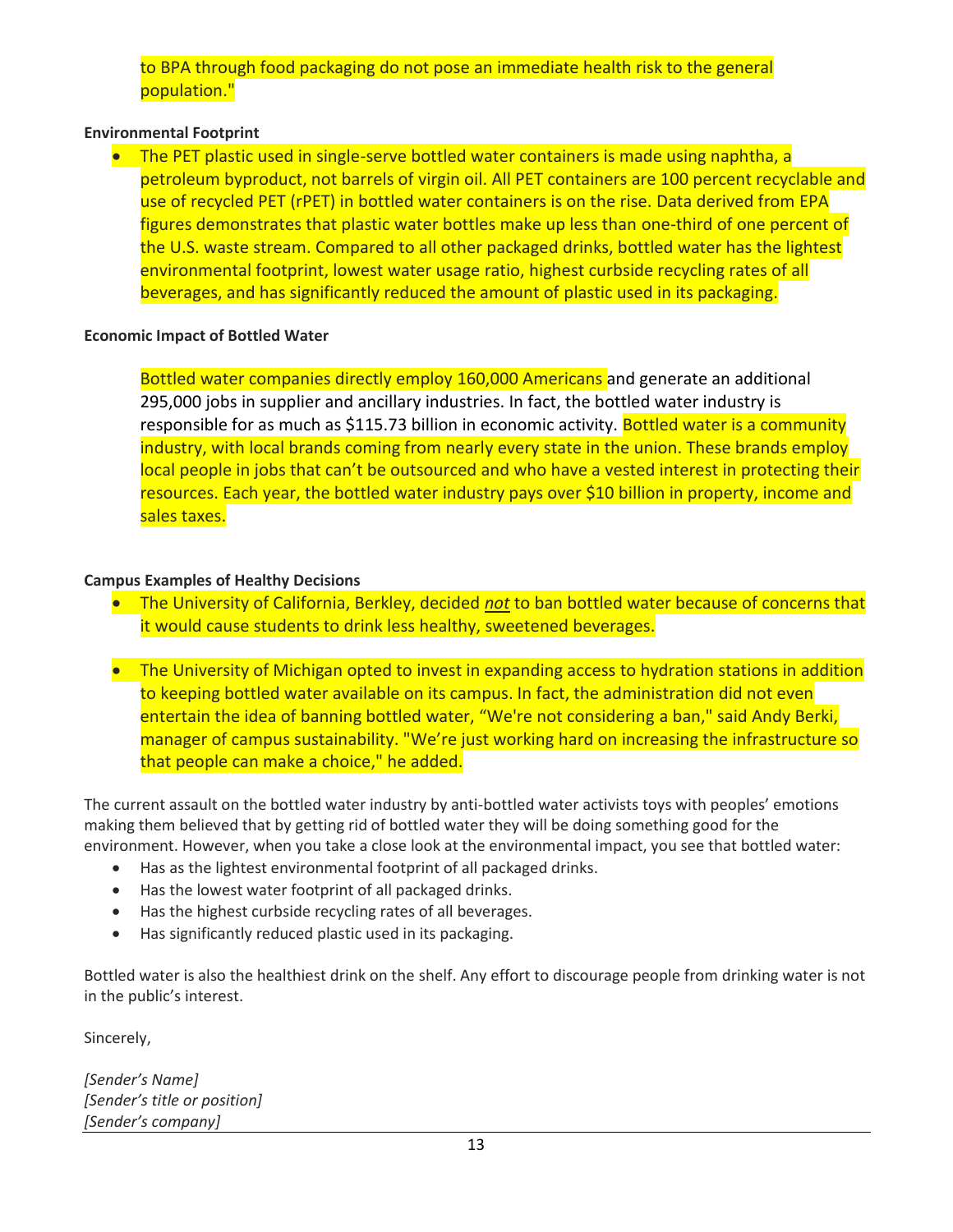to BPA through food packaging do not pose an immediate health risk to the general population."

**Environmental Footprint**

- The PET plastic used in single-serve bottled water containers is made using naphtha, a petroleum byproduct, not barrels of virgin oil. All PET containers are 100 percent recyclable and use of recycled PET (rPET) in bottled water containers is on the rise. Data derived from EPA figures demonstrates that plastic water bottles make up less than one-third of one percent of the U.S. waste stream. Compared to all other packaged drinks, bottled water has the lightest environmental footprint, lowest water usage ratio, highest curbside recycling rates of all beverages, and has significantly reduced the amount of plastic used in its packaging.

**Economic Impact of Bottled Water**

Bottled water companies directly employ 160,000 Americans and generate an additional 295,000 jobs in supplier and ancillary industries. In fact, the bottled water industry is responsible for as much as $115.73 billion in economic activity. Bottled water is a community industry, with local brands coming from nearly every state in the union. These brands employ local people in jobs that can't be outsourced and who have a vested interest in protecting their resources. Each year, the bottled water industry pays over $10 billion in property, income and sales taxes.

**Campus Examples of Healthy Decisions**

- The University of California, Berkley, decided ***not*** to ban bottled water because of concerns that it would cause students to drink less healthy, sweetened beverages.

- The University of Michigan opted to invest in expanding access to hydration stations in addition to keeping bottled water available on its campus. In fact, the administration did not even entertain the idea of banning bottled water, "We're not considering a ban," said Andy Berki, manager of campus sustainability. "We're just working hard on increasing the infrastructure so that people can make a choice," he added.

The current assault on the bottled water industry by anti-bottled water activists toys with peoples' emotions making them believed that by getting rid of bottled water they will be doing something good for the environment. However, when you take a close look at the environmental impact, you see that bottled water:

- Has as the lightest environmental footprint of all packaged drinks.
- Has the lowest water footprint of all packaged drinks.
- Has the highest curbside recycling rates of all beverages.
- Has significantly reduced plastic used in its packaging.

Bottled water is also the healthiest drink on the shelf. Any effort to discourage people from drinking water is not in the public's interest.

Sincerely,

*[Sender's Name]*
*[Sender's title or position]*
*[Sender's company]*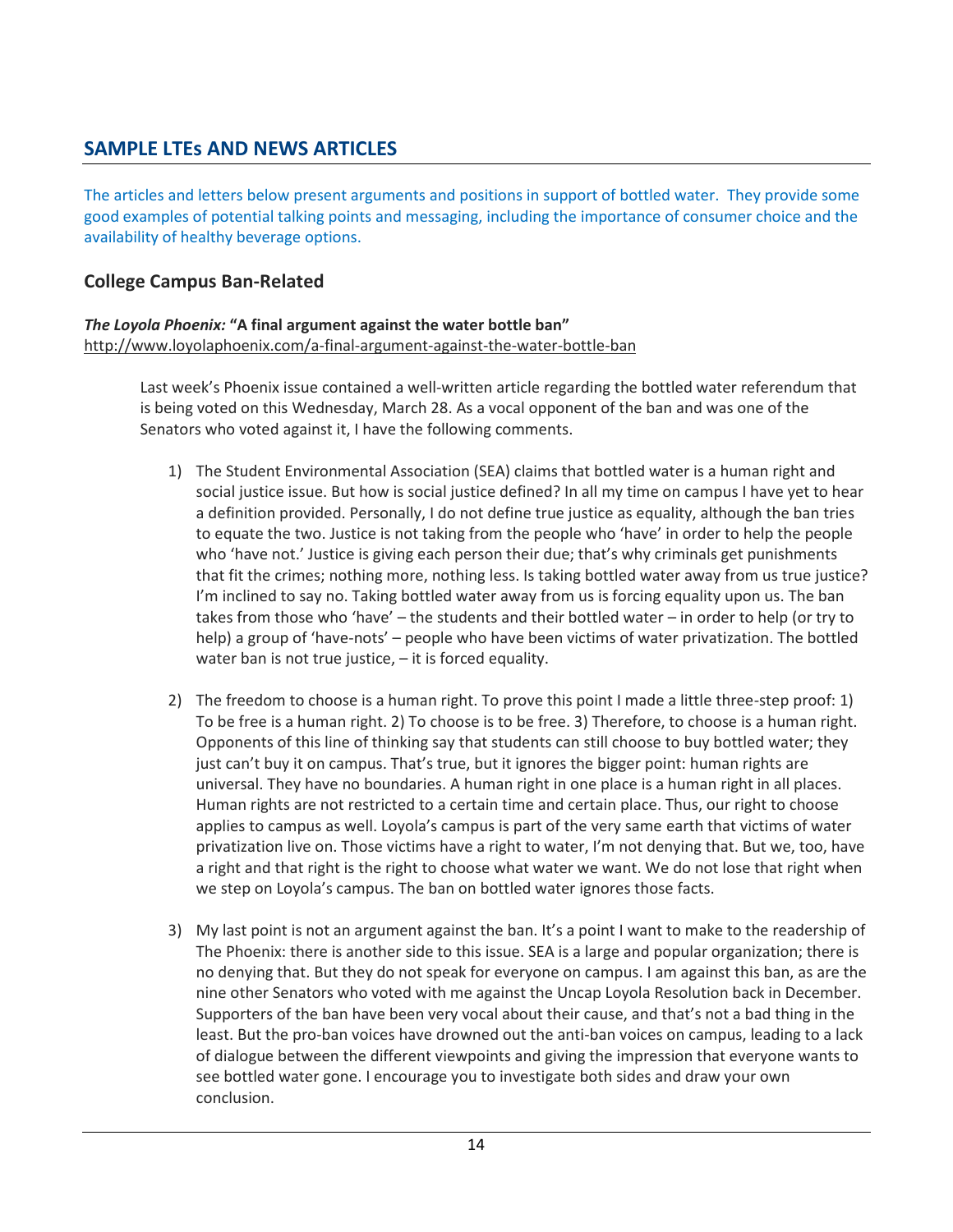## SAMPLE LTEs AND NEWS ARTICLES

The articles and letters below present arguments and positions in support of bottled water. They provide some good examples of potential talking points and messaging, including the importance of consumer choice and the availability of healthy beverage options.

### College Campus Ban-Related

***The Loyola Phoenix:* "A final argument against the water bottle ban"**
http://www.loyolaphoenix.com/a-final-argument-against-the-water-bottle-ban

> Last week's Phoenix issue contained a well-written article regarding the bottled water referendum that is being voted on this Wednesday, March 28. As a vocal opponent of the ban and was one of the Senators who voted against it, I have the following comments.
>
> 1) The Student Environmental Association (SEA) claims that bottled water is a human right and social justice issue. But how is social justice defined? In all my time on campus I have yet to hear a definition provided. Personally, I do not define true justice as equality, although the ban tries to equate the two. Justice is not taking from the people who 'have' in order to help the people who 'have not.' Justice is giving each person their due; that's why criminals get punishments that fit the crimes; nothing more, nothing less. Is taking bottled water away from us true justice? I'm inclined to say no. Taking bottled water away from us is forcing equality upon us. The ban takes from those who 'have' – the students and their bottled water – in order to help (or try to help) a group of 'have-nots' – people who have been victims of water privatization. The bottled water ban is not true justice, – it is forced equality.
>
> 2) The freedom to choose is a human right. To prove this point I made a little three-step proof: 1) To be free is a human right. 2) To choose is to be free. 3) Therefore, to choose is a human right. Opponents of this line of thinking say that students can still choose to buy bottled water; they just can't buy it on campus. That's true, but it ignores the bigger point: human rights are universal. They have no boundaries. A human right in one place is a human right in all places. Human rights are not restricted to a certain time and certain place. Thus, our right to choose applies to campus as well. Loyola's campus is part of the very same earth that victims of water privatization live on. Those victims have a right to water, I'm not denying that. But we, too, have a right and that right is the right to choose what water we want. We do not lose that right when we step on Loyola's campus. The ban on bottled water ignores those facts.
>
> 3) My last point is not an argument against the ban. It's a point I want to make to the readership of The Phoenix: there is another side to this issue. SEA is a large and popular organization; there is no denying that. But they do not speak for everyone on campus. I am against this ban, as are the nine other Senators who voted with me against the Uncap Loyola Resolution back in December. Supporters of the ban have been very vocal about their cause, and that's not a bad thing in the least. But the pro-ban voices have drowned out the anti-ban voices on campus, leading to a lack of dialogue between the different viewpoints and giving the impression that everyone wants to see bottled water gone. I encourage you to investigate both sides and draw your own conclusion.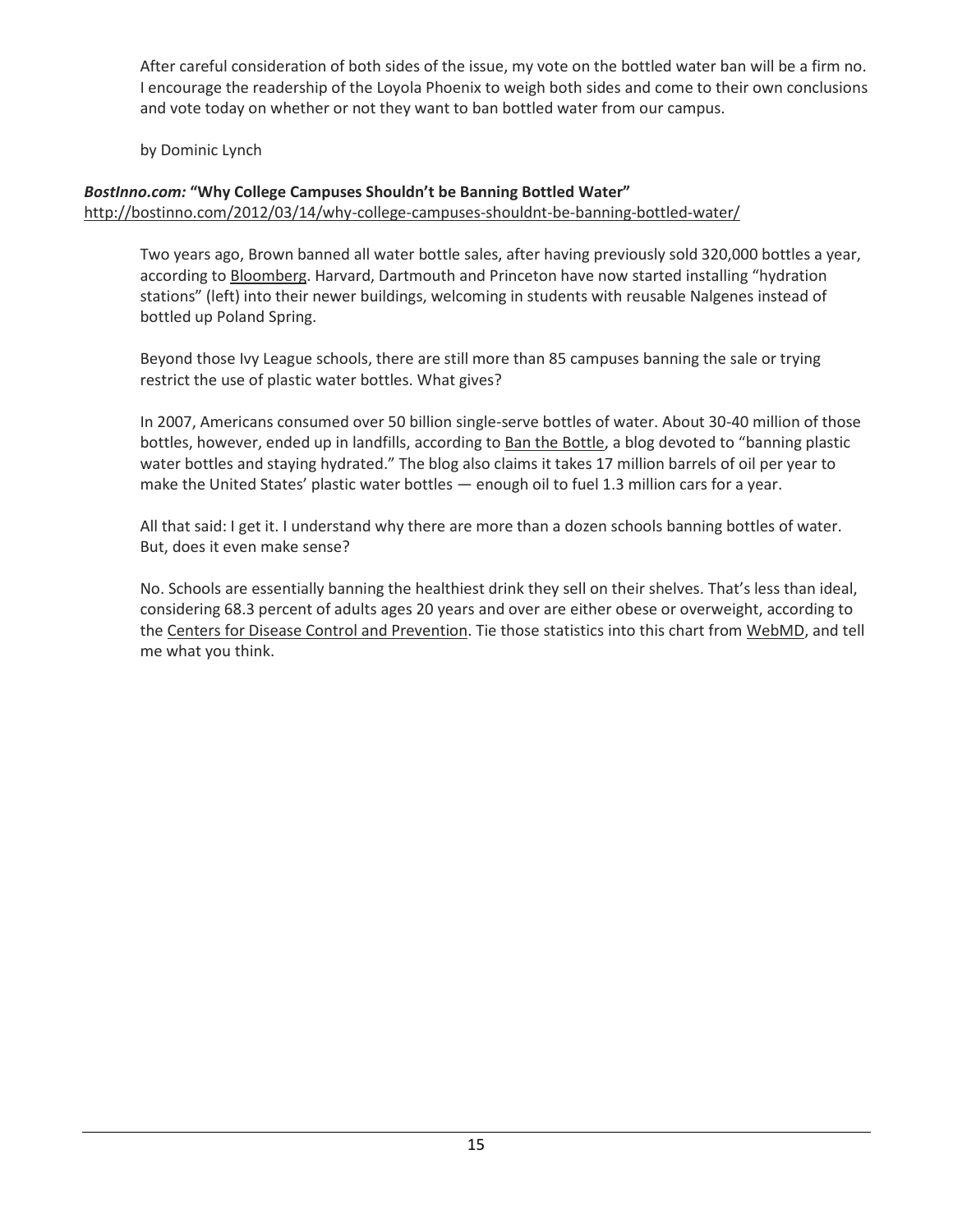After careful consideration of both sides of the issue, my vote on the bottled water ban will be a firm no. I encourage the readership of the Loyola Phoenix to weigh both sides and come to their own conclusions and vote today on whether or not they want to ban bottled water from our campus.

by Dominic Lynch

***BostInno.com:*** **"Why College Campuses Shouldn't be Banning Bottled Water"**
http://bostinno.com/2012/03/14/why-college-campuses-shouldnt-be-banning-bottled-water/

Two years ago, Brown banned all water bottle sales, after having previously sold 320,000 bottles a year, according to Bloomberg. Harvard, Dartmouth and Princeton have now started installing "hydration stations" (left) into their newer buildings, welcoming in students with reusable Nalgenes instead of bottled up Poland Spring.

Beyond those Ivy League schools, there are still more than 85 campuses banning the sale or trying restrict the use of plastic water bottles. What gives?

In 2007, Americans consumed over 50 billion single-serve bottles of water. About 30-40 million of those bottles, however, ended up in landfills, according to Ban the Bottle, a blog devoted to "banning plastic water bottles and staying hydrated." The blog also claims it takes 17 million barrels of oil per year to make the United States' plastic water bottles — enough oil to fuel 1.3 million cars for a year.

All that said: I get it. I understand why there are more than a dozen schools banning bottles of water. But, does it even make sense?

No. Schools are essentially banning the healthiest drink they sell on their shelves. That's less than ideal, considering 68.3 percent of adults ages 20 years and over are either obese or overweight, according to the Centers for Disease Control and Prevention. Tie those statistics into this chart from WebMD, and tell me what you think.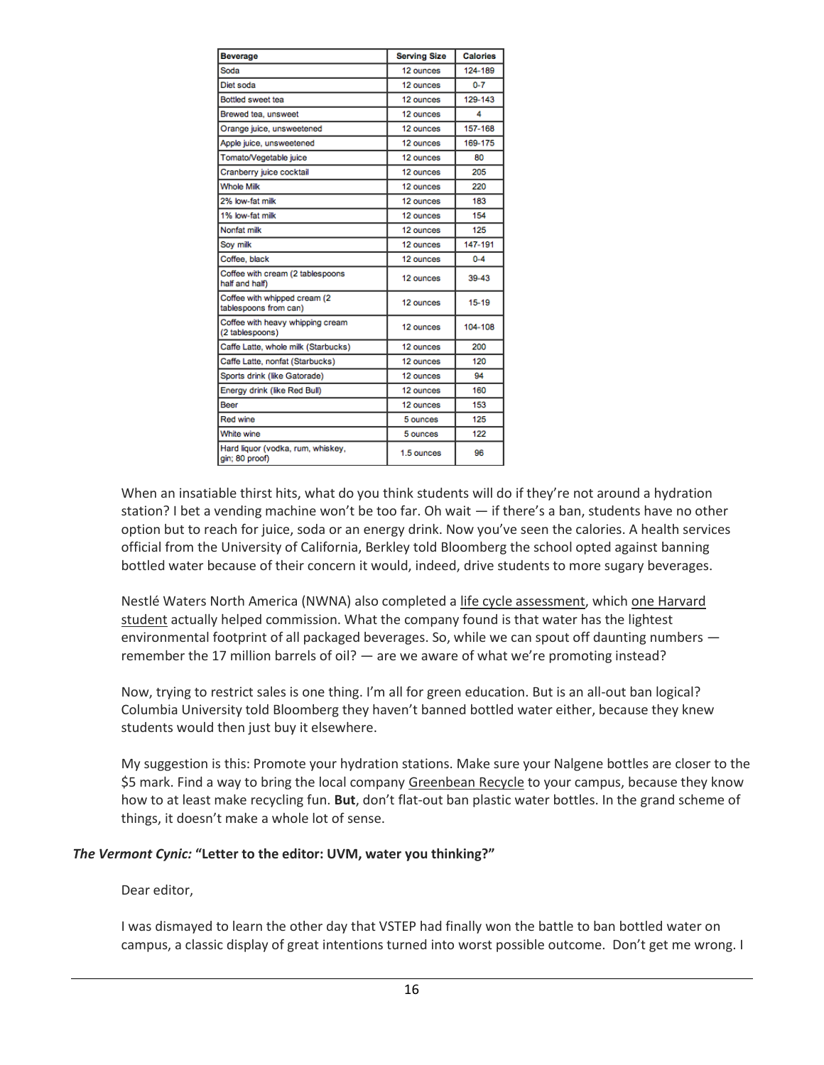| Beverage | Serving Size | Calories |
|---|---|---|
| Soda | 12 ounces | 124-189 |
| Diet soda | 12 ounces | 0-7 |
| Bottled sweet tea | 12 ounces | 129-143 |
| Brewed tea, unsweet | 12 ounces | 4 |
| Orange juice, unsweetened | 12 ounces | 157-168 |
| Apple juice, unsweetened | 12 ounces | 169-175 |
| Tomato/Vegetable juice | 12 ounces | 80 |
| Cranberry juice cocktail | 12 ounces | 205 |
| Whole Milk | 12 ounces | 220 |
| 2% low-fat milk | 12 ounces | 183 |
| 1% low-fat milk | 12 ounces | 154 |
| Nonfat milk | 12 ounces | 125 |
| Soy milk | 12 ounces | 147-191 |
| Coffee, black | 12 ounces | 0-4 |
| Coffee with cream (2 tablespoons half and half) | 12 ounces | 39-43 |
| Coffee with whipped cream (2 tablespoons from can) | 12 ounces | 15-19 |
| Coffee with heavy whipping cream (2 tablespoons) | 12 ounces | 104-108 |
| Caffe Latte, whole milk (Starbucks) | 12 ounces | 200 |
| Caffe Latte, nonfat (Starbucks) | 12 ounces | 120 |
| Sports drink (like Gatorade) | 12 ounces | 94 |
| Energy drink (like Red Bull) | 12 ounces | 160 |
| Beer | 12 ounces | 153 |
| Red wine | 5 ounces | 125 |
| White wine | 5 ounces | 122 |
| Hard liquor (vodka, rum, whiskey, gin; 80 proof) | 1.5 ounces | 96 |

When an insatiable thirst hits, what do you think students will do if they're not around a hydration station? I bet a vending machine won't be too far. Oh wait — if there's a ban, students have no other option but to reach for juice, soda or an energy drink. Now you've seen the calories. A health services official from the University of California, Berkley told Bloomberg the school opted against banning bottled water because of their concern it would, indeed, drive students to more sugary beverages.

Nestlé Waters North America (NWNA) also completed a life cycle assessment, which one Harvard student actually helped commission. What the company found is that water has the lightest environmental footprint of all packaged beverages. So, while we can spout off daunting numbers — remember the 17 million barrels of oil? — are we aware of what we're promoting instead?

Now, trying to restrict sales is one thing. I'm all for green education. But is an all-out ban logical? Columbia University told Bloomberg they haven't banned bottled water either, because they knew students would then just buy it elsewhere.

My suggestion is this: Promote your hydration stations. Make sure your Nalgene bottles are closer to the $5 mark. Find a way to bring the local company Greenbean Recycle to your campus, because they know how to at least make recycling fun. **But**, don't flat-out ban plastic water bottles. In the grand scheme of things, it doesn't make a whole lot of sense.

***The Vermont Cynic:*** **"Letter to the editor: UVM, water you thinking?"**

Dear editor,

I was dismayed to learn the other day that VSTEP had finally won the battle to ban bottled water on campus, a classic display of great intentions turned into worst possible outcome. Don't get me wrong. I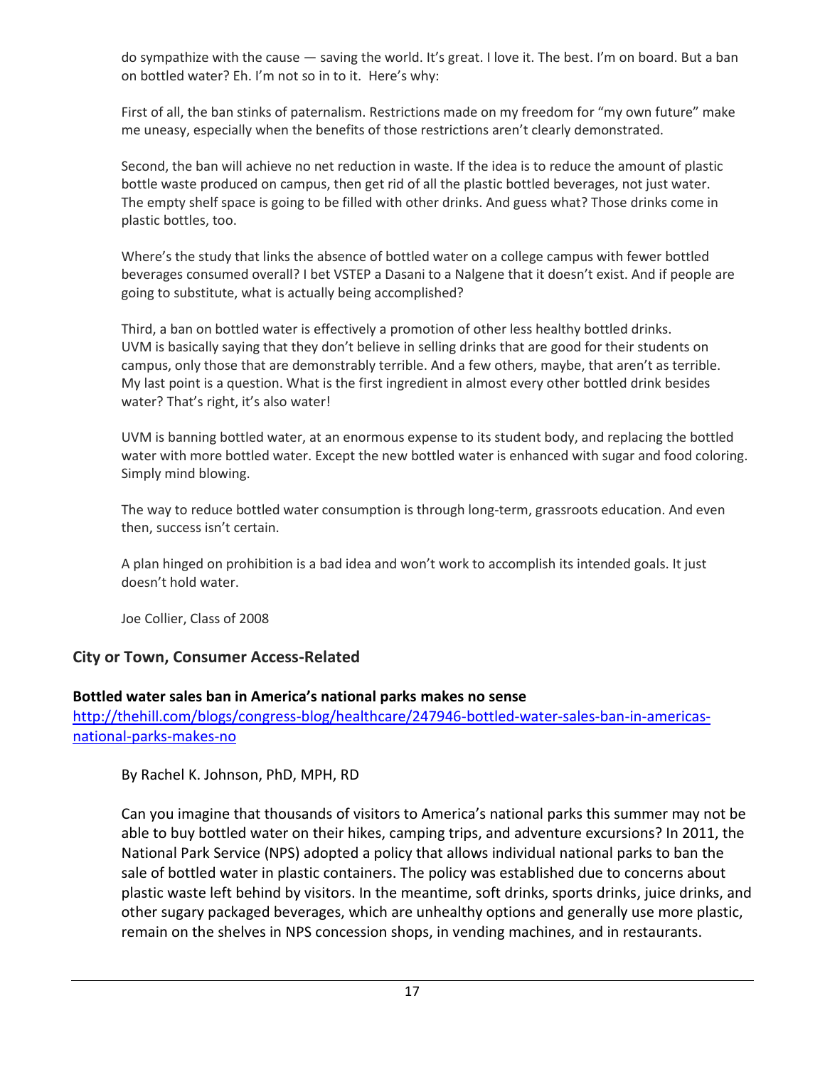do sympathize with the cause — saving the world. It's great. I love it. The best. I'm on board. But a ban on bottled water? Eh. I'm not so in to it. Here's why:

First of all, the ban stinks of paternalism. Restrictions made on my freedom for "my own future" make me uneasy, especially when the benefits of those restrictions aren't clearly demonstrated.

Second, the ban will achieve no net reduction in waste. If the idea is to reduce the amount of plastic bottle waste produced on campus, then get rid of all the plastic bottled beverages, not just water. The empty shelf space is going to be filled with other drinks. And guess what? Those drinks come in plastic bottles, too.

Where's the study that links the absence of bottled water on a college campus with fewer bottled beverages consumed overall? I bet VSTEP a Dasani to a Nalgene that it doesn't exist. And if people are going to substitute, what is actually being accomplished?

Third, a ban on bottled water is effectively a promotion of other less healthy bottled drinks. UVM is basically saying that they don't believe in selling drinks that are good for their students on campus, only those that are demonstrably terrible. And a few others, maybe, that aren't as terrible. My last point is a question. What is the first ingredient in almost every other bottled drink besides water? That's right, it's also water!

UVM is banning bottled water, at an enormous expense to its student body, and replacing the bottled water with more bottled water. Except the new bottled water is enhanced with sugar and food coloring. Simply mind blowing.

The way to reduce bottled water consumption is through long-term, grassroots education. And even then, success isn't certain.

A plan hinged on prohibition is a bad idea and won't work to accomplish its intended goals. It just doesn't hold water.

Joe Collier, Class of 2008

## City or Town, Consumer Access-Related

**Bottled water sales ban in America's national parks makes no sense**
http://thehill.com/blogs/congress-blog/healthcare/247946-bottled-water-sales-ban-in-americas-national-parks-makes-no

By Rachel K. Johnson, PhD, MPH, RD

Can you imagine that thousands of visitors to America's national parks this summer may not be able to buy bottled water on their hikes, camping trips, and adventure excursions? In 2011, the National Park Service (NPS) adopted a policy that allows individual national parks to ban the sale of bottled water in plastic containers. The policy was established due to concerns about plastic waste left behind by visitors. In the meantime, soft drinks, sports drinks, juice drinks, and other sugary packaged beverages, which are unhealthy options and generally use more plastic, remain on the shelves in NPS concession shops, in vending machines, and in restaurants.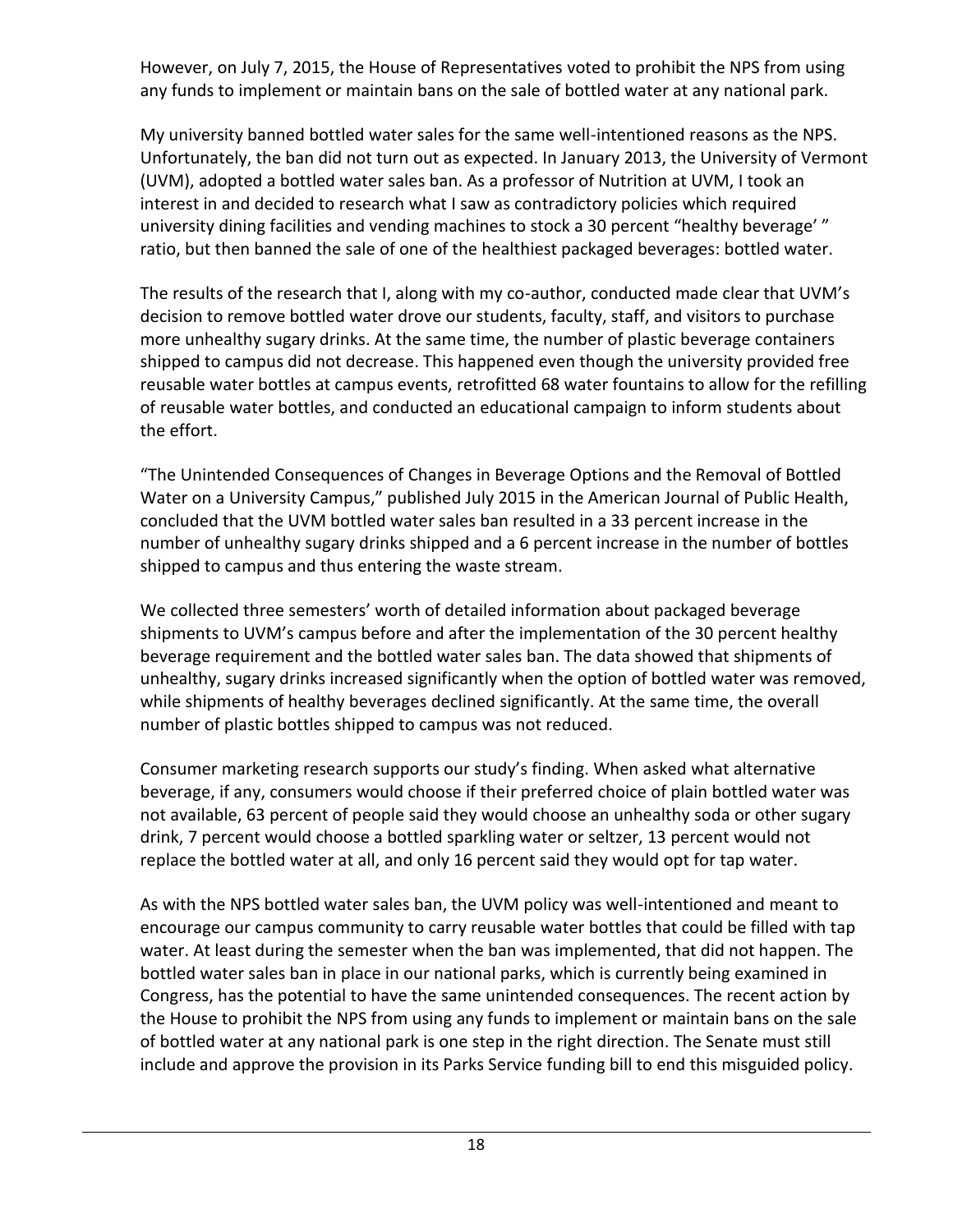However, on July 7, 2015, the House of Representatives voted to prohibit the NPS from using any funds to implement or maintain bans on the sale of bottled water at any national park.

My university banned bottled water sales for the same well-intentioned reasons as the NPS. Unfortunately, the ban did not turn out as expected. In January 2013, the University of Vermont (UVM), adopted a bottled water sales ban. As a professor of Nutrition at UVM, I took an interest in and decided to research what I saw as contradictory policies which required university dining facilities and vending machines to stock a 30 percent "healthy beverage' " ratio, but then banned the sale of one of the healthiest packaged beverages: bottled water.

The results of the research that I, along with my co-author, conducted made clear that UVM's decision to remove bottled water drove our students, faculty, staff, and visitors to purchase more unhealthy sugary drinks. At the same time, the number of plastic beverage containers shipped to campus did not decrease. This happened even though the university provided free reusable water bottles at campus events, retrofitted 68 water fountains to allow for the refilling of reusable water bottles, and conducted an educational campaign to inform students about the effort.

"The Unintended Consequences of Changes in Beverage Options and the Removal of Bottled Water on a University Campus," published July 2015 in the American Journal of Public Health, concluded that the UVM bottled water sales ban resulted in a 33 percent increase in the number of unhealthy sugary drinks shipped and a 6 percent increase in the number of bottles shipped to campus and thus entering the waste stream.

We collected three semesters' worth of detailed information about packaged beverage shipments to UVM's campus before and after the implementation of the 30 percent healthy beverage requirement and the bottled water sales ban. The data showed that shipments of unhealthy, sugary drinks increased significantly when the option of bottled water was removed, while shipments of healthy beverages declined significantly. At the same time, the overall number of plastic bottles shipped to campus was not reduced.

Consumer marketing research supports our study's finding. When asked what alternative beverage, if any, consumers would choose if their preferred choice of plain bottled water was not available, 63 percent of people said they would choose an unhealthy soda or other sugary drink, 7 percent would choose a bottled sparkling water or seltzer, 13 percent would not replace the bottled water at all, and only 16 percent said they would opt for tap water.

As with the NPS bottled water sales ban, the UVM policy was well-intentioned and meant to encourage our campus community to carry reusable water bottles that could be filled with tap water. At least during the semester when the ban was implemented, that did not happen. The bottled water sales ban in place in our national parks, which is currently being examined in Congress, has the potential to have the same unintended consequences. The recent action by the House to prohibit the NPS from using any funds to implement or maintain bans on the sale of bottled water at any national park is one step in the right direction. The Senate must still include and approve the provision in its Parks Service funding bill to end this misguided policy.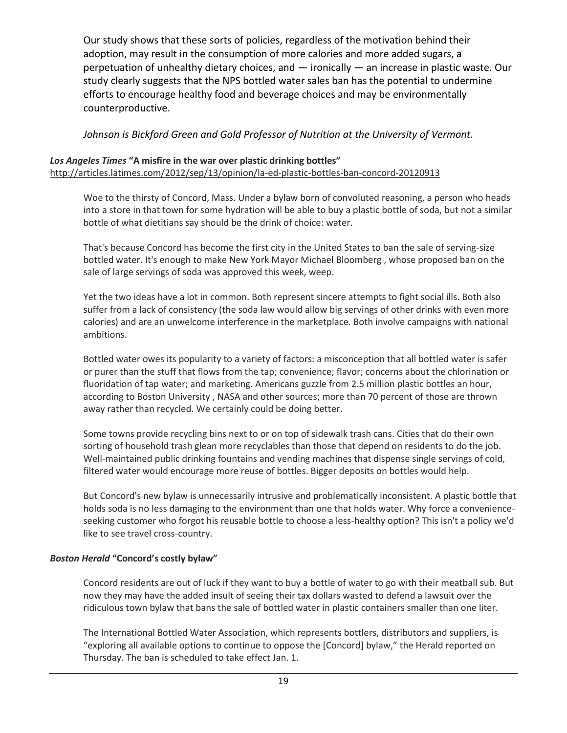Our study shows that these sorts of policies, regardless of the motivation behind their adoption, may result in the consumption of more calories and more added sugars, a perpetuation of unhealthy dietary choices, and — ironically — an increase in plastic waste. Our study clearly suggests that the NPS bottled water sales ban has the potential to undermine efforts to encourage healthy food and beverage choices and may be environmentally counterproductive.

*Johnson is Bickford Green and Gold Professor of Nutrition at the University of Vermont.*

***Los Angeles Times* "A misfire in the war over plastic drinking bottles"**
http://articles.latimes.com/2012/sep/13/opinion/la-ed-plastic-bottles-ban-concord-20120913

Woe to the thirsty of Concord, Mass. Under a bylaw born of convoluted reasoning, a person who heads into a store in that town for some hydration will be able to buy a plastic bottle of soda, but not a similar bottle of what dietitians say should be the drink of choice: water.

That's because Concord has become the first city in the United States to ban the sale of serving-size bottled water. It's enough to make New York Mayor Michael Bloomberg , whose proposed ban on the sale of large servings of soda was approved this week, weep.

Yet the two ideas have a lot in common. Both represent sincere attempts to fight social ills. Both also suffer from a lack of consistency (the soda law would allow big servings of other drinks with even more calories) and are an unwelcome interference in the marketplace. Both involve campaigns with national ambitions.

Bottled water owes its popularity to a variety of factors: a misconception that all bottled water is safer or purer than the stuff that flows from the tap; convenience; flavor; concerns about the chlorination or fluoridation of tap water; and marketing. Americans guzzle from 2.5 million plastic bottles an hour, according to Boston University , NASA and other sources; more than 70 percent of those are thrown away rather than recycled. We certainly could be doing better.

Some towns provide recycling bins next to or on top of sidewalk trash cans. Cities that do their own sorting of household trash glean more recyclables than those that depend on residents to do the job. Well-maintained public drinking fountains and vending machines that dispense single servings of cold, filtered water would encourage more reuse of bottles. Bigger deposits on bottles would help.

But Concord's new bylaw is unnecessarily intrusive and problematically inconsistent. A plastic bottle that holds soda is no less damaging to the environment than one that holds water. Why force a convenience-seeking customer who forgot his reusable bottle to choose a less-healthy option? This isn't a policy we'd like to see travel cross-country.

***Boston Herald* "Concord's costly bylaw"**

Concord residents are out of luck if they want to buy a bottle of water to go with their meatball sub. But now they may have the added insult of seeing their tax dollars wasted to defend a lawsuit over the ridiculous town bylaw that bans the sale of bottled water in plastic containers smaller than one liter.

The International Bottled Water Association, which represents bottlers, distributors and suppliers, is "exploring all available options to continue to oppose the [Concord] bylaw," the Herald reported on Thursday. The ban is scheduled to take effect Jan. 1.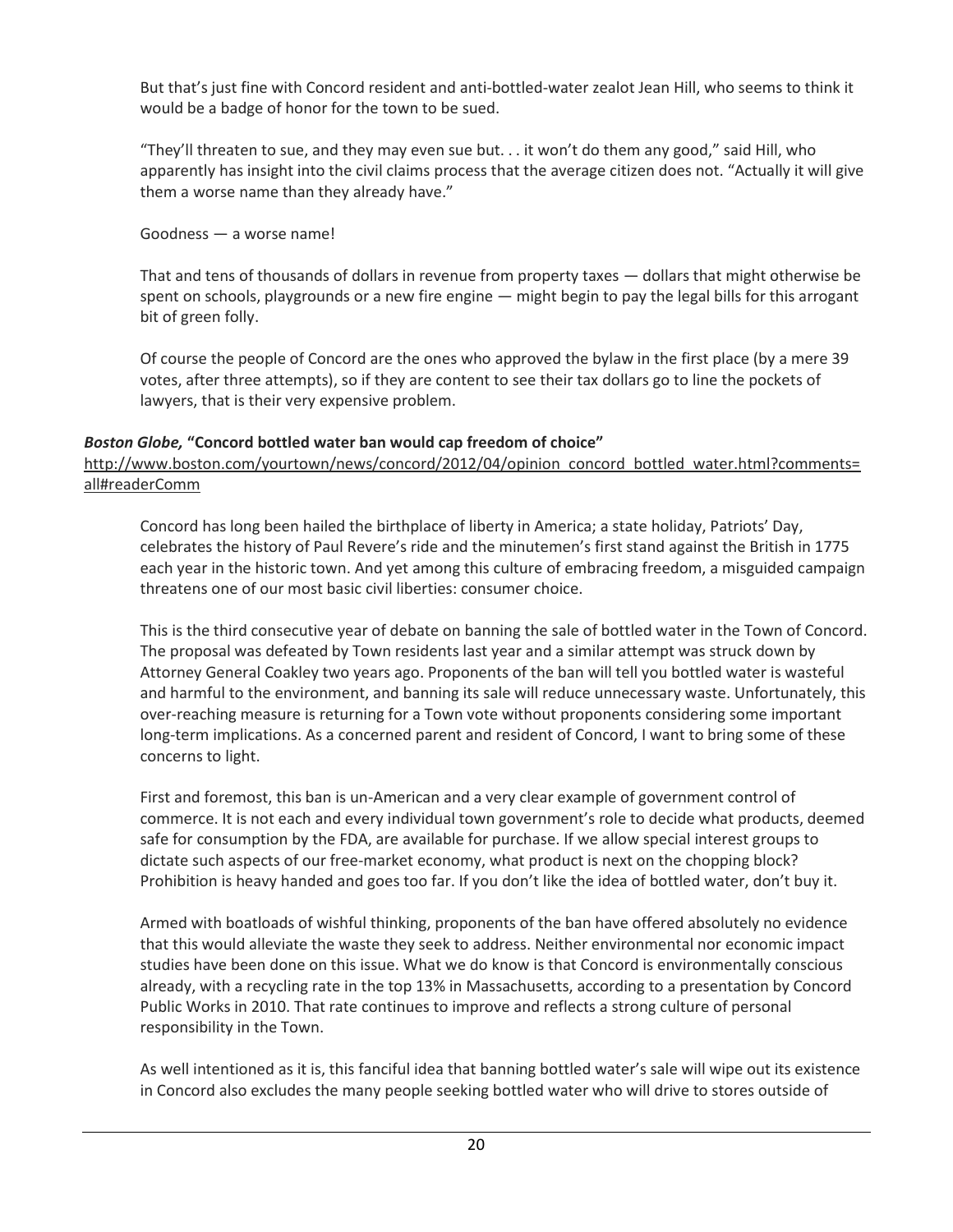But that's just fine with Concord resident and anti-bottled-water zealot Jean Hill, who seems to think it would be a badge of honor for the town to be sued.

"They'll threaten to sue, and they may even sue but. . . it won't do them any good," said Hill, who apparently has insight into the civil claims process that the average citizen does not. "Actually it will give them a worse name than they already have."

Goodness — a worse name!

That and tens of thousands of dollars in revenue from property taxes — dollars that might otherwise be spent on schools, playgrounds or a new fire engine — might begin to pay the legal bills for this arrogant bit of green folly.

Of course the people of Concord are the ones who approved the bylaw in the first place (by a mere 39 votes, after three attempts), so if they are content to see their tax dollars go to line the pockets of lawyers, that is their very expensive problem.

***Boston Globe,* "Concord bottled water ban would cap freedom of choice"**
http://www.boston.com/yourtown/news/concord/2012/04/opinion_concord_bottled_water.html?comments=all#readerComm

Concord has long been hailed the birthplace of liberty in America; a state holiday, Patriots' Day, celebrates the history of Paul Revere's ride and the minutemen's first stand against the British in 1775 each year in the historic town. And yet among this culture of embracing freedom, a misguided campaign threatens one of our most basic civil liberties: consumer choice.

This is the third consecutive year of debate on banning the sale of bottled water in the Town of Concord. The proposal was defeated by Town residents last year and a similar attempt was struck down by Attorney General Coakley two years ago. Proponents of the ban will tell you bottled water is wasteful and harmful to the environment, and banning its sale will reduce unnecessary waste. Unfortunately, this over-reaching measure is returning for a Town vote without proponents considering some important long-term implications. As a concerned parent and resident of Concord, I want to bring some of these concerns to light.

First and foremost, this ban is un-American and a very clear example of government control of commerce. It is not each and every individual town government's role to decide what products, deemed safe for consumption by the FDA, are available for purchase. If we allow special interest groups to dictate such aspects of our free-market economy, what product is next on the chopping block? Prohibition is heavy handed and goes too far. If you don't like the idea of bottled water, don't buy it.

Armed with boatloads of wishful thinking, proponents of the ban have offered absolutely no evidence that this would alleviate the waste they seek to address. Neither environmental nor economic impact studies have been done on this issue. What we do know is that Concord is environmentally conscious already, with a recycling rate in the top 13% in Massachusetts, according to a presentation by Concord Public Works in 2010. That rate continues to improve and reflects a strong culture of personal responsibility in the Town.

As well intentioned as it is, this fanciful idea that banning bottled water's sale will wipe out its existence in Concord also excludes the many people seeking bottled water who will drive to stores outside of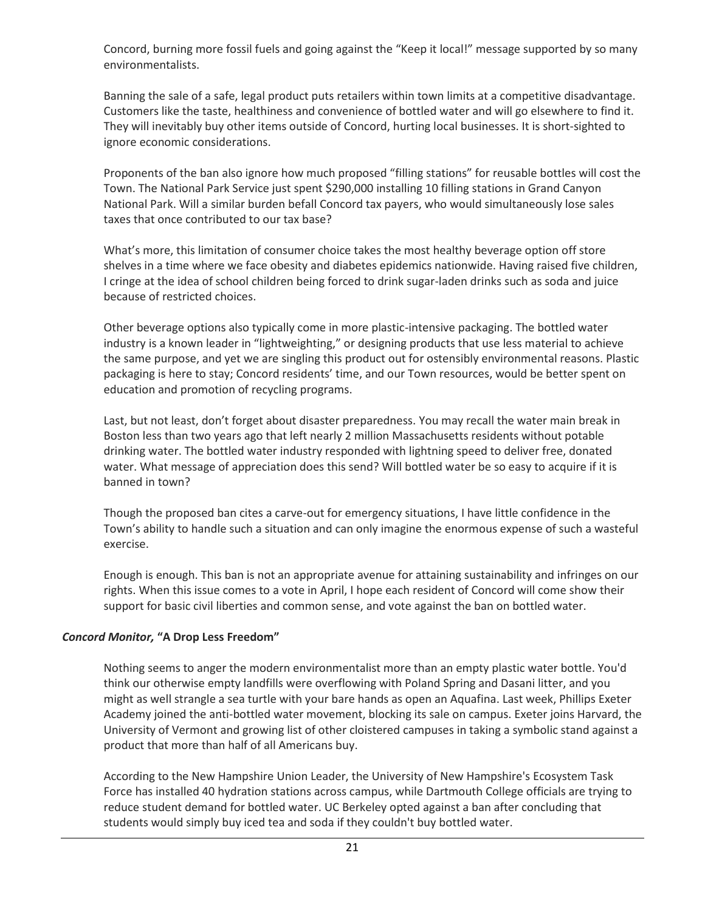Concord, burning more fossil fuels and going against the "Keep it local!" message supported by so many environmentalists.

Banning the sale of a safe, legal product puts retailers within town limits at a competitive disadvantage. Customers like the taste, healthiness and convenience of bottled water and will go elsewhere to find it. They will inevitably buy other items outside of Concord, hurting local businesses. It is short-sighted to ignore economic considerations.

Proponents of the ban also ignore how much proposed "filling stations" for reusable bottles will cost the Town. The National Park Service just spent $290,000 installing 10 filling stations in Grand Canyon National Park. Will a similar burden befall Concord tax payers, who would simultaneously lose sales taxes that once contributed to our tax base?

What's more, this limitation of consumer choice takes the most healthy beverage option off store shelves in a time where we face obesity and diabetes epidemics nationwide. Having raised five children, I cringe at the idea of school children being forced to drink sugar-laden drinks such as soda and juice because of restricted choices.

Other beverage options also typically come in more plastic-intensive packaging. The bottled water industry is a known leader in "lightweighting," or designing products that use less material to achieve the same purpose, and yet we are singling this product out for ostensibly environmental reasons. Plastic packaging is here to stay; Concord residents' time, and our Town resources, would be better spent on education and promotion of recycling programs.

Last, but not least, don't forget about disaster preparedness. You may recall the water main break in Boston less than two years ago that left nearly 2 million Massachusetts residents without potable drinking water. The bottled water industry responded with lightning speed to deliver free, donated water. What message of appreciation does this send? Will bottled water be so easy to acquire if it is banned in town?

Though the proposed ban cites a carve-out for emergency situations, I have little confidence in the Town's ability to handle such a situation and can only imagine the enormous expense of such a wasteful exercise.

Enough is enough. This ban is not an appropriate avenue for attaining sustainability and infringes on our rights. When this issue comes to a vote in April, I hope each resident of Concord will come show their support for basic civil liberties and common sense, and vote against the ban on bottled water.

### *Concord Monitor,* "A Drop Less Freedom"

Nothing seems to anger the modern environmentalist more than an empty plastic water bottle. You'd think our otherwise empty landfills were overflowing with Poland Spring and Dasani litter, and you might as well strangle a sea turtle with your bare hands as open an Aquafina. Last week, Phillips Exeter Academy joined the anti-bottled water movement, blocking its sale on campus. Exeter joins Harvard, the University of Vermont and growing list of other cloistered campuses in taking a symbolic stand against a product that more than half of all Americans buy.

According to the New Hampshire Union Leader, the University of New Hampshire's Ecosystem Task Force has installed 40 hydration stations across campus, while Dartmouth College officials are trying to reduce student demand for bottled water. UC Berkeley opted against a ban after concluding that students would simply buy iced tea and soda if they couldn't buy bottled water.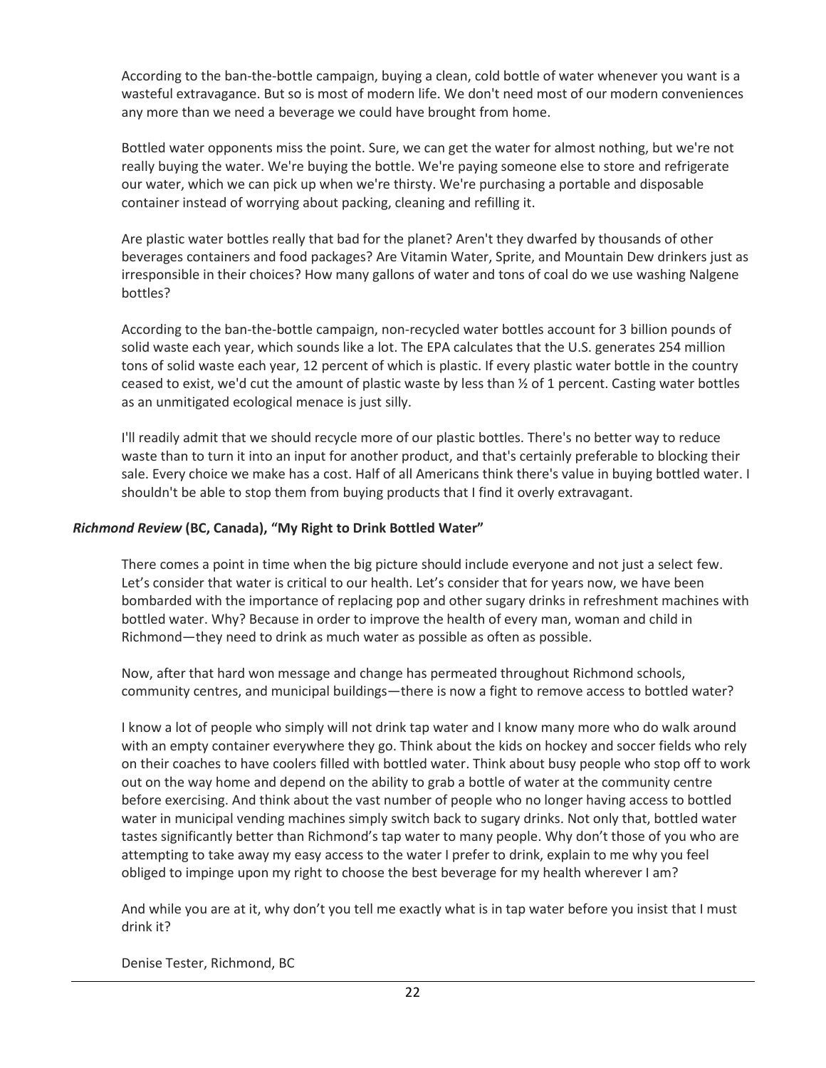According to the ban-the-bottle campaign, buying a clean, cold bottle of water whenever you want is a wasteful extravagance. But so is most of modern life. We don't need most of our modern conveniences any more than we need a beverage we could have brought from home.

Bottled water opponents miss the point. Sure, we can get the water for almost nothing, but we're not really buying the water. We're buying the bottle. We're paying someone else to store and refrigerate our water, which we can pick up when we're thirsty. We're purchasing a portable and disposable container instead of worrying about packing, cleaning and refilling it.

Are plastic water bottles really that bad for the planet? Aren't they dwarfed by thousands of other beverages containers and food packages? Are Vitamin Water, Sprite, and Mountain Dew drinkers just as irresponsible in their choices? How many gallons of water and tons of coal do we use washing Nalgene bottles?

According to the ban-the-bottle campaign, non-recycled water bottles account for 3 billion pounds of solid waste each year, which sounds like a lot. The EPA calculates that the U.S. generates 254 million tons of solid waste each year, 12 percent of which is plastic. If every plastic water bottle in the country ceased to exist, we'd cut the amount of plastic waste by less than ½ of 1 percent. Casting water bottles as an unmitigated ecological menace is just silly.

I'll readily admit that we should recycle more of our plastic bottles. There's no better way to reduce waste than to turn it into an input for another product, and that's certainly preferable to blocking their sale. Every choice we make has a cost. Half of all Americans think there's value in buying bottled water. I shouldn't be able to stop them from buying products that I find it overly extravagant.

***Richmond Review* (BC, Canada), "My Right to Drink Bottled Water"**

There comes a point in time when the big picture should include everyone and not just a select few. Let's consider that water is critical to our health. Let's consider that for years now, we have been bombarded with the importance of replacing pop and other sugary drinks in refreshment machines with bottled water. Why? Because in order to improve the health of every man, woman and child in Richmond—they need to drink as much water as possible as often as possible.

Now, after that hard won message and change has permeated throughout Richmond schools, community centres, and municipal buildings—there is now a fight to remove access to bottled water?

I know a lot of people who simply will not drink tap water and I know many more who do walk around with an empty container everywhere they go. Think about the kids on hockey and soccer fields who rely on their coaches to have coolers filled with bottled water. Think about busy people who stop off to work out on the way home and depend on the ability to grab a bottle of water at the community centre before exercising. And think about the vast number of people who no longer having access to bottled water in municipal vending machines simply switch back to sugary drinks. Not only that, bottled water tastes significantly better than Richmond's tap water to many people. Why don't those of you who are attempting to take away my easy access to the water I prefer to drink, explain to me why you feel obliged to impinge upon my right to choose the best beverage for my health wherever I am?

And while you are at it, why don't you tell me exactly what is in tap water before you insist that I must drink it?

Denise Tester, Richmond, BC